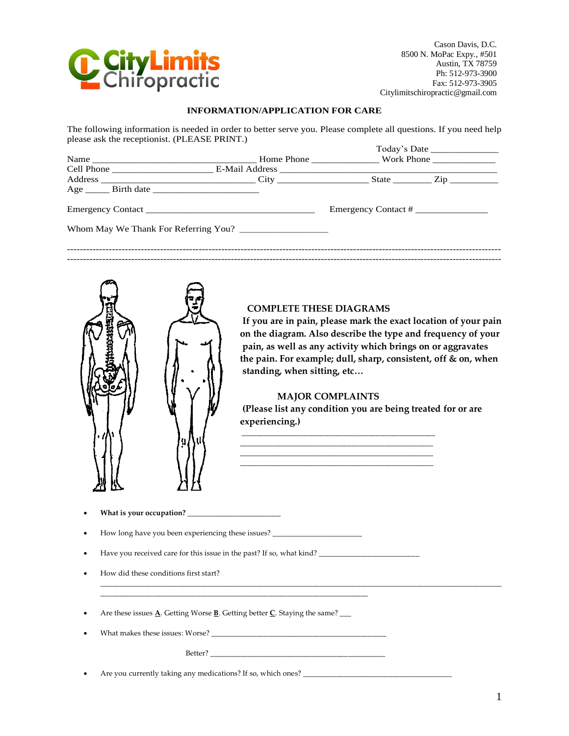Cason Davis, D.C.
8500 N. MoPac Expy., #501
Austin, TX 78759
Ph: 512-973-3900
Fax: 512-973-3905
Citylimitschiropractic@gmail.com

**INFORMATION/APPLICATION FOR CARE**

The following information is needed in order to better serve you. Please complete all questions. If you need help please ask the receptionist. (PLEASE PRINT.)

Today's Date _______________

Name ___________________________________ Home Phone _______________ Work Phone ______________

Cell Phone ______________________ E-Mail Address ________________________________________________

Address __________________________________ City ____________________ State ________ Zip __________

Age _____ Birth date _______________________

Emergency Contact _____________________________________ Emergency Contact # ________________

Whom May We Thank For Referring You? ___________________

---

**COMPLETE THESE DIAGRAMS**

**If you are in pain, please mark the exact location of your pain on the diagram. Also describe the type and frequency of your pain, as well as any activity which brings on or aggravates the pain. For example; dull, sharp, consistent, off & on, when standing, when sitting, etc…**

**MAJOR COMPLAINTS**

**(Please list any condition you are being treated for or are experiencing.)**

_____________________________________________

_____________________________________________

_____________________________________________

_____________________________________________

- **What is your occupation?** ________________________
- How long have you been experiencing these issues? _______________________
- Have you received care for this issue in the past? If so, what kind? __________________________
- How did these conditions first start? _____________________________________________________________________________________________________________
- Are these issues **A**. Getting Worse **B**. Getting better **C**. Staying the same? ___
- What makes these issues: Worse? _____________________________________________

  Better? _____________________________________________
- Are you currently taking any medications? If so, which ones? ______________________________________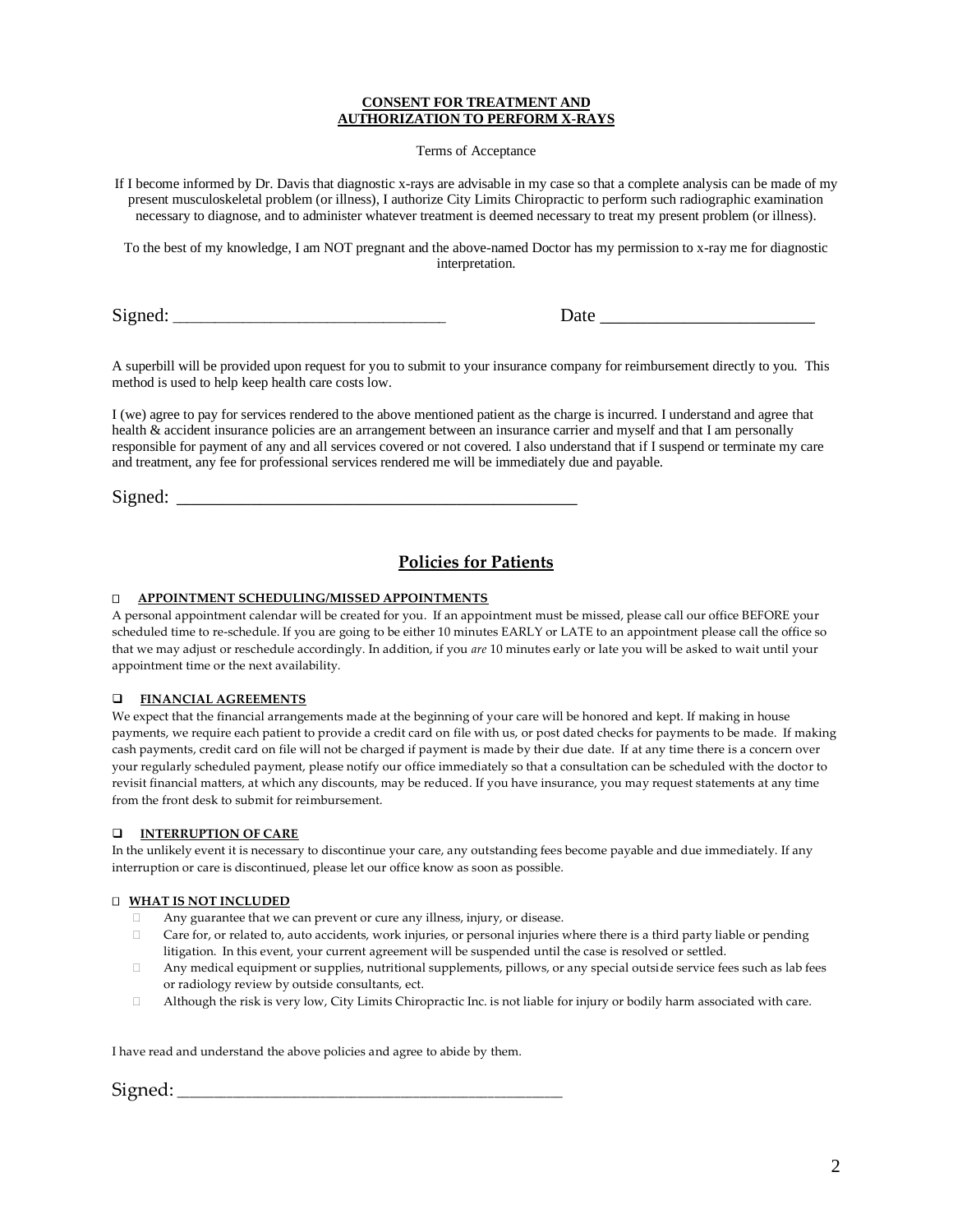**CONSENT FOR TREATMENT AND AUTHORIZATION TO PERFORM X-RAYS**

Terms of Acceptance

If I become informed by Dr. Davis that diagnostic x-rays are advisable in my case so that a complete analysis can be made of my present musculoskeletal problem (or illness), I authorize City Limits Chiropractic to perform such radiographic examination necessary to diagnose, and to administer whatever treatment is deemed necessary to treat my present problem (or illness).

To the best of my knowledge, I am NOT pregnant and the above-named Doctor has my permission to x-ray me for diagnostic interpretation.

Signed: ______________________________ Date ________________________

A superbill will be provided upon request for you to submit to your insurance company for reimbursement directly to you. This method is used to help keep health care costs low.

I (we) agree to pay for services rendered to the above mentioned patient as the charge is incurred. I understand and agree that health & accident insurance policies are an arrangement between an insurance carrier and myself and that I am personally responsible for payment of any and all services covered or not covered. I also understand that if I suspend or terminate my care and treatment, any fee for professional services rendered me will be immediately due and payable.

Signed: _____________________________________________

## Policies for Patients

☐ **APPOINTMENT SCHEDULING/MISSED APPOINTMENTS**

A personal appointment calendar will be created for you. If an appointment must be missed, please call our office BEFORE your scheduled time to re-schedule. If you are going to be either 10 minutes EARLY or LATE to an appointment please call the office so that we may adjust or reschedule accordingly. In addition, if you *are* 10 minutes early or late you will be asked to wait until your appointment time or the next availability.

☐ **FINANCIAL AGREEMENTS**

We expect that the financial arrangements made at the beginning of your care will be honored and kept. If making in house payments, we require each patient to provide a credit card on file with us, or post dated checks for payments to be made. If making cash payments, credit card on file will not be charged if payment is made by their due date. If at any time there is a concern over your regularly scheduled payment, please notify our office immediately so that a consultation can be scheduled with the doctor to revisit financial matters, at which any discounts, may be reduced. If you have insurance, you may request statements at any time from the front desk to submit for reimbursement.

☐ **INTERRUPTION OF CARE**

In the unlikely event it is necessary to discontinue your care, any outstanding fees become payable and due immediately. If any interruption or care is discontinued, please let our office know as soon as possible.

☐ **WHAT IS NOT INCLUDED**

- Any guarantee that we can prevent or cure any illness, injury, or disease.
- Care for, or related to, auto accidents, work injuries, or personal injuries where there is a third party liable or pending litigation. In this event, your current agreement will be suspended until the case is resolved or settled.
- Any medical equipment or supplies, nutritional supplements, pillows, or any special outside service fees such as lab fees or radiology review by outside consultants, ect.
- Although the risk is very low, City Limits Chiropractic Inc. is not liable for injury or bodily harm associated with care.

I have read and understand the above policies and agree to abide by them.

Signed: _____________________________________________